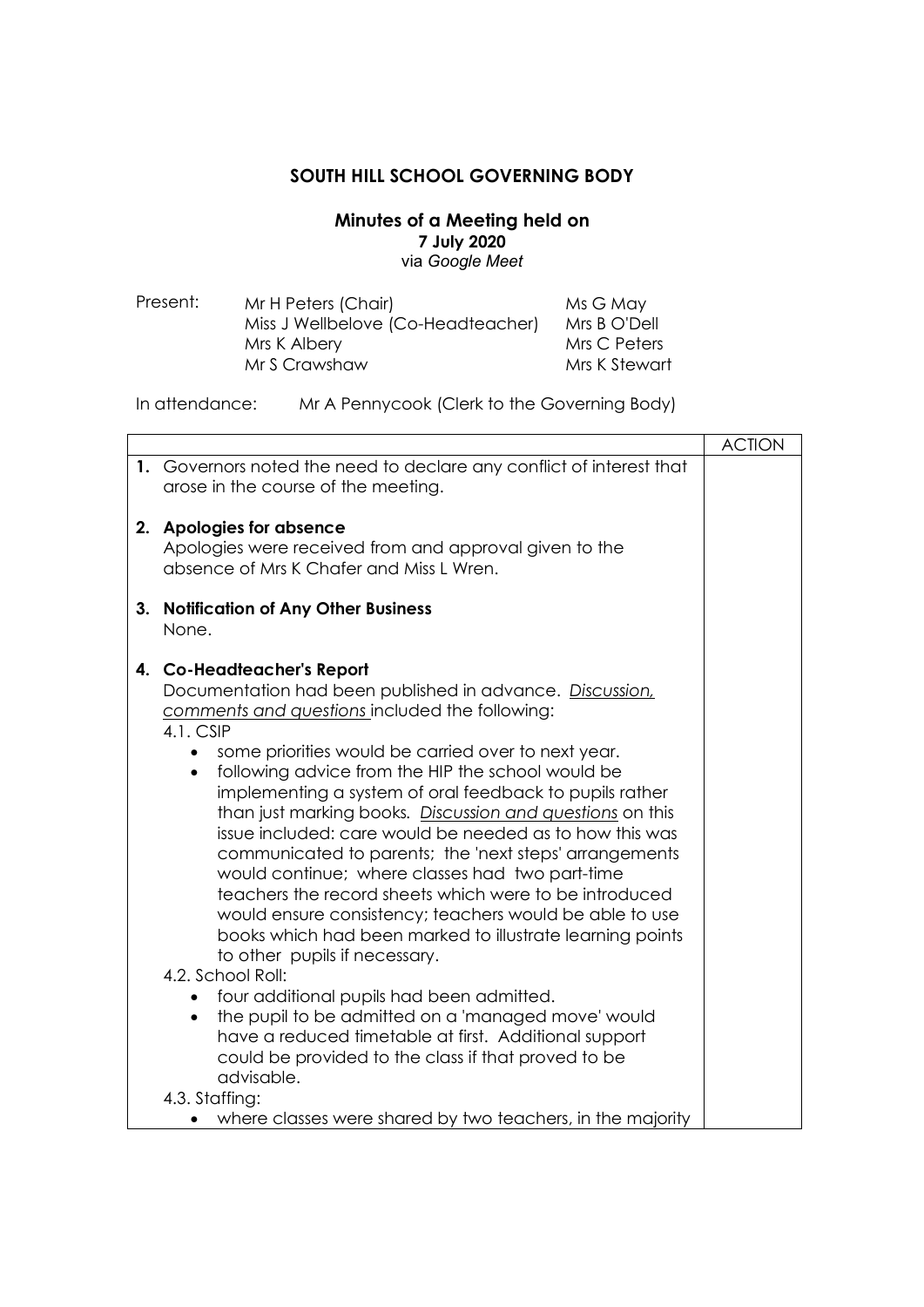# SOUTH HILL SCHOOL GOVERNING BODY

## Minutes of a Meeting held on

**7 July 2020**

via *Google Meet*

Present:

| | |
|---|---|
| Mr H Peters (Chair) | Ms G May |
| Miss J Wellbelove (Co-Headteacher) | Mrs B O'Dell |
| Mrs K Albery | Mrs C Peters |
| Mr S Crawshaw | Mrs K Stewart |

In attendance: Mr A Pennycook (Clerk to the Governing Body)

| | ACTION |
|---|---|
| **1.** Governors noted the need to declare any conflict of interest that arose in the course of the meeting.<br><br>**2. Apologies for absence**<br>Apologies were received from and approval given to the absence of Mrs K Chafer and Miss L Wren.<br><br>**3. Notification of Any Other Business**<br>None.<br><br>**4. Co-Headteacher's Report**<br>Documentation had been published in advance. <u>Discussion, comments and questions</u> included the following:<br>4.1. CSIP<br>• some priorities would be carried over to next year.<br>• following advice from the HIP the school would be implementing a system of oral feedback to pupils rather than just marking books. <u>Discussion and questions</u> on this issue included: care would be needed as to how this was communicated to parents; the 'next steps' arrangements would continue; where classes had two part-time teachers the record sheets which were to be introduced would ensure consistency; teachers would be able to use books which had been marked to illustrate learning points to other pupils if necessary.<br>4.2. School Roll:<br>• four additional pupils had been admitted.<br>• the pupil to be admitted on a 'managed move' would have a reduced timetable at first. Additional support could be provided to the class if that proved to be advisable.<br>4.3. Staffing:<br>• where classes were shared by two teachers, in the majority | |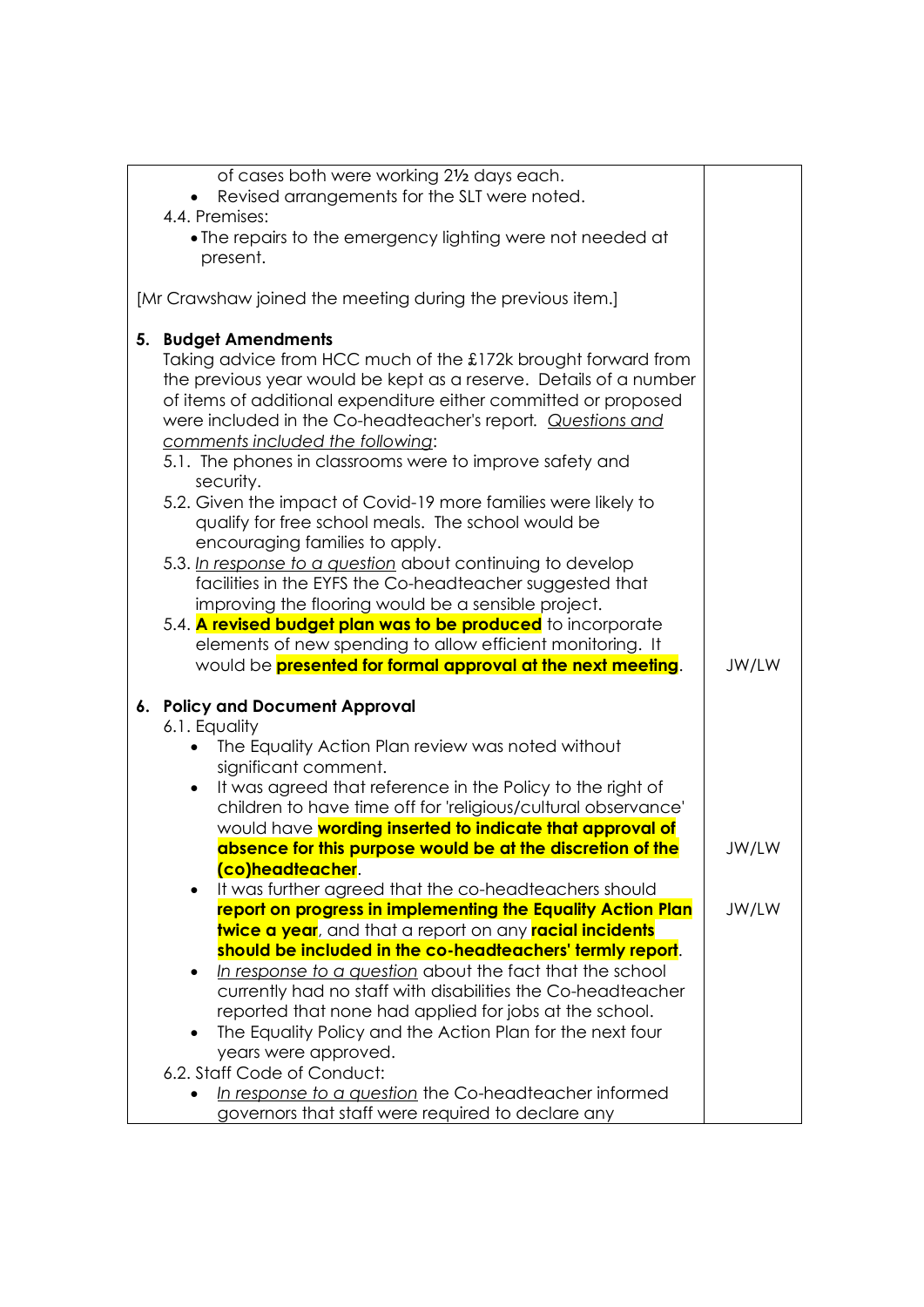| | |
|---|---|
| of cases both were working 2½ days each.<br>• Revised arrangements for the SLT were noted.<br>4.4. Premises:<br>• The repairs to the emergency lighting were not needed at present.<br><br>[Mr Crawshaw joined the meeting during the previous item.] | |
| **5. Budget Amendments**<br>Taking advice from HCC much of the £172k brought forward from the previous year would be kept as a reserve. Details of a number of items of additional expenditure either committed or proposed were included in the Co-headteacher's report. *Questions and comments included the following*:<br>5.1. The phones in classrooms were to improve safety and security.<br>5.2. Given the impact of Covid-19 more families were likely to qualify for free school meals. The school would be encouraging families to apply.<br>5.3. *In response to a question* about continuing to develop facilities in the EYFS the Co-headteacher suggested that improving the flooring would be a sensible project.<br>5.4. **A revised budget plan was to be produced** to incorporate elements of new spending to allow efficient monitoring. It would be **presented for formal approval at the next meeting**. | JW/LW |
| **6. Policy and Document Approval**<br>6.1. Equality<br>• The Equality Action Plan review was noted without significant comment.<br>• It was agreed that reference in the Policy to the right of children to have time off for 'religious/cultural observance' would have **wording inserted to indicate that approval of absence for this purpose would be at the discretion of the (co)headteacher**. | JW/LW |
| • It was further agreed that the co-headteachers should **report on progress in implementing the Equality Action Plan twice a year**, and that a report on any **racial incidents should be included in the co-headteachers' termly report**. | JW/LW |
| • *In response to a question* about the fact that the school currently had no staff with disabilities the Co-headteacher reported that none had applied for jobs at the school.<br>• The Equality Policy and the Action Plan for the next four years were approved.<br>6.2. Staff Code of Conduct:<br>• *In response to a question* the Co-headteacher informed governors that staff were required to declare any | |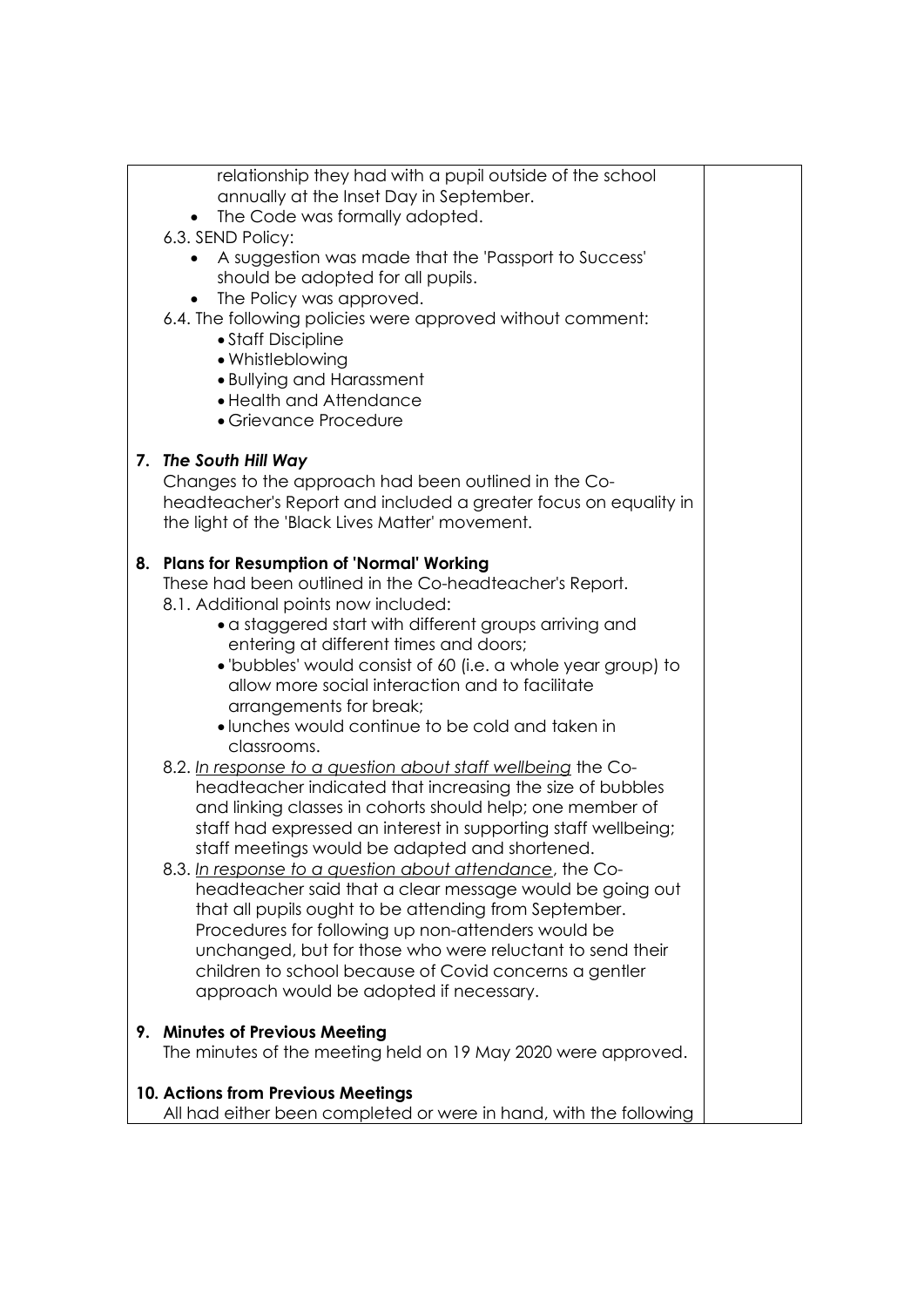relationship they had with a pupil outside of the school annually at the Inset Day in September.

- The Code was formally adopted.

6.3. SEND Policy:

- A suggestion was made that the 'Passport to Success' should be adopted for all pupils.
- The Policy was approved.

6.4. The following policies were approved without comment:

- Staff Discipline
- Whistleblowing
- Bullying and Harassment
- Health and Attendance
- Grievance Procedure

**7. *The South Hill Way***

Changes to the approach had been outlined in the Co-headteacher's Report and included a greater focus on equality in the light of the 'Black Lives Matter' movement.

**8. Plans for Resumption of 'Normal' Working**

These had been outlined in the Co-headteacher's Report.

8.1. Additional points now included:

- a staggered start with different groups arriving and entering at different times and doors;
- 'bubbles' would consist of 60 (i.e. a whole year group) to allow more social interaction and to facilitate arrangements for break;
- lunches would continue to be cold and taken in classrooms.

8.2. *In response to a question about staff wellbeing* the Co-headteacher indicated that increasing the size of bubbles and linking classes in cohorts should help; one member of staff had expressed an interest in supporting staff wellbeing; staff meetings would be adapted and shortened.

8.3. *In response to a question about attendance*, the Co-headteacher said that a clear message would be going out that all pupils ought to be attending from September. Procedures for following up non-attenders would be unchanged, but for those who were reluctant to send their children to school because of Covid concerns a gentler approach would be adopted if necessary.

**9. Minutes of Previous Meeting**

The minutes of the meeting held on 19 May 2020 were approved.

**10. Actions from Previous Meetings**

All had either been completed or were in hand, with the following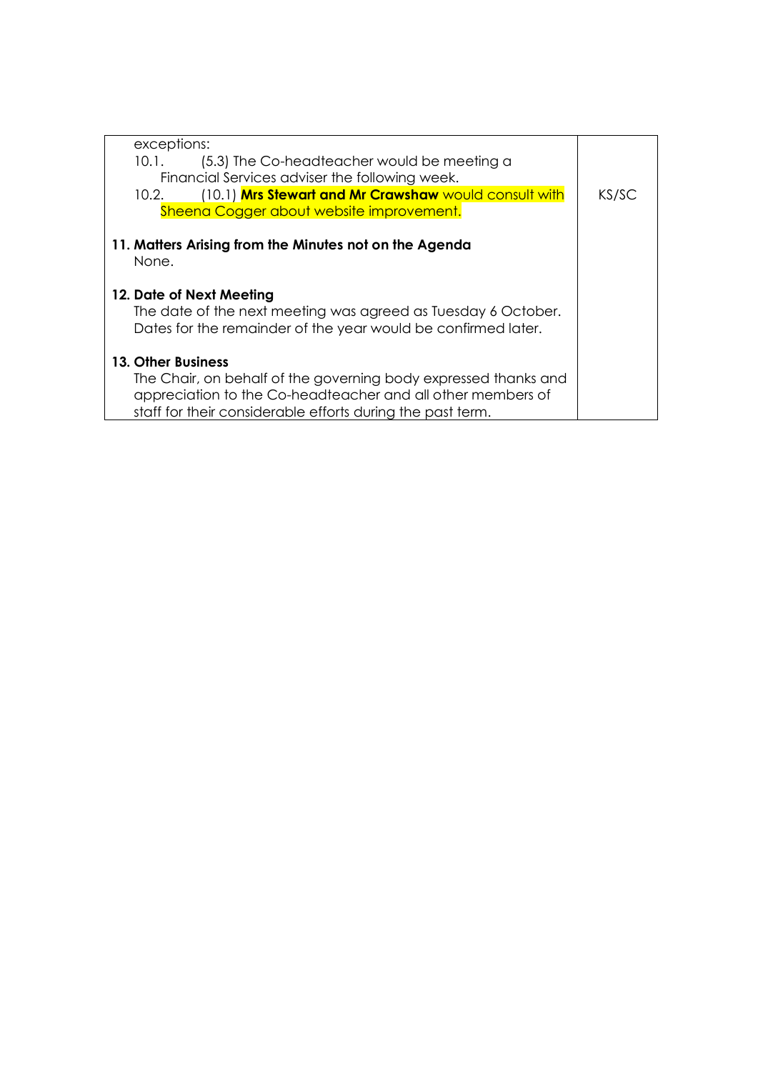| | |
|---|---|
| exceptions:<br>10.1. (5.3) The Co-headteacher would be meeting a Financial Services adviser the following week.<br>10.2. (10.1) **Mrs Stewart and Mr Crawshaw** would consult with Sheena Cogger about website improvement. | KS/SC |
| **11. Matters Arising from the Minutes not on the Agenda**<br>None. | |
| **12. Date of Next Meeting**<br>The date of the next meeting was agreed as Tuesday 6 October. Dates for the remainder of the year would be confirmed later. | |
| **13. Other Business**<br>The Chair, on behalf of the governing body expressed thanks and appreciation to the Co-headteacher and all other members of staff for their considerable efforts during the past term. | |